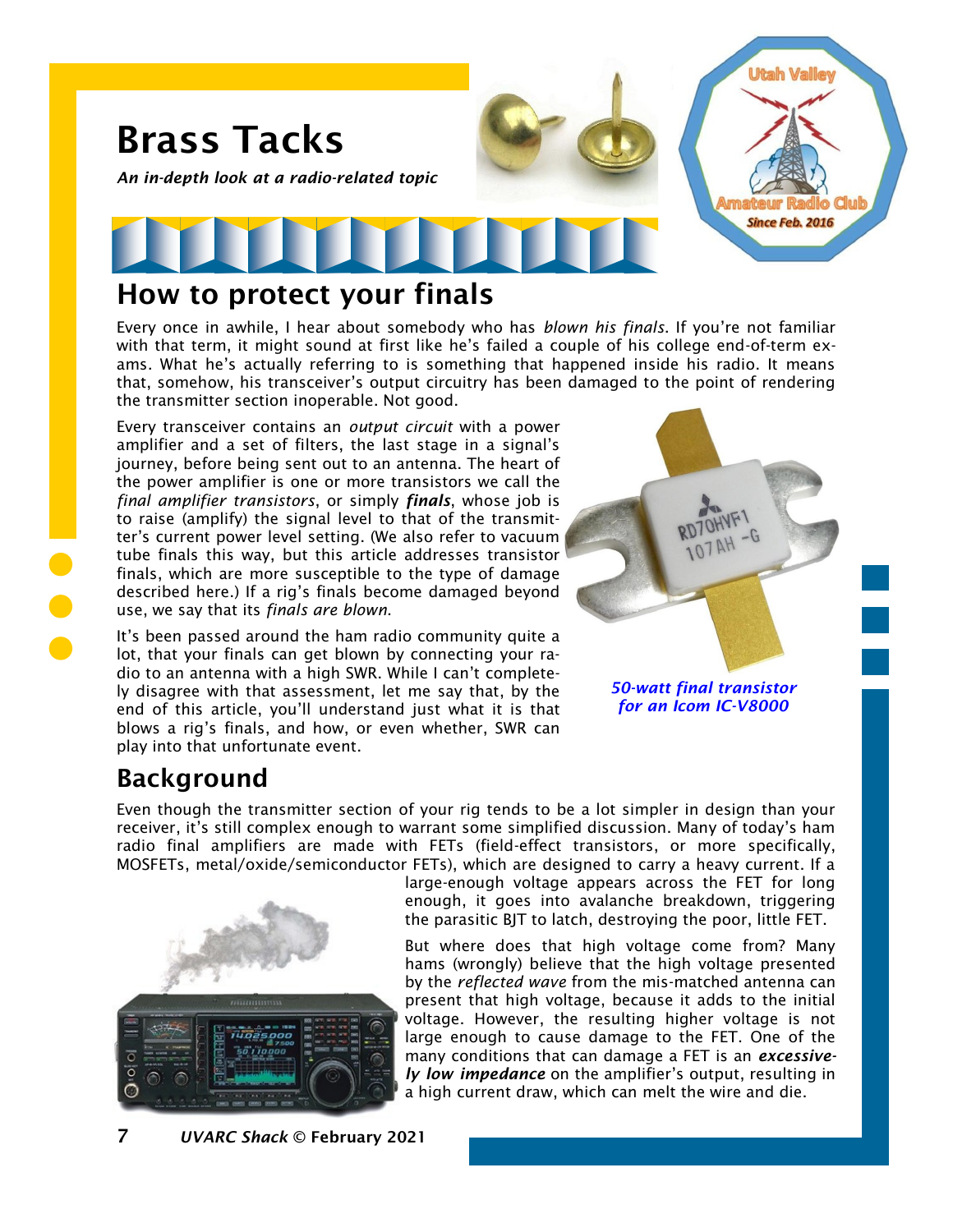# Brass Tacks

*An in-depth look at a radio-related topic*

## How to protect your finals

Every once in awhile, I hear about somebody who has *blown his finals*. If you're not familiar with that term, it might sound at first like he's failed a couple of his college end-of-term exams. What he's actually referring to is something that happened inside his radio. It means that, somehow, his transceiver's output circuitry has been damaged to the point of rendering the transmitter section inoperable. Not good.

Every transceiver contains an *output circuit* with a power amplifier and a set of filters, the last stage in a signal's journey, before being sent out to an antenna. The heart of the power amplifier is one or more transistors we call the *final amplifier transistors*, or simply ***finals***, whose job is to raise (amplify) the signal level to that of the transmitter's current power level setting. (We also refer to vacuum tube finals this way, but this article addresses transistor finals, which are more susceptible to the type of damage described here.) If a rig's finals become damaged beyond use, we say that its *finals are blown*.

*50-watt final transistor for an Icom IC-V8000*

It's been passed around the ham radio community quite a lot, that your finals can get blown by connecting your radio to an antenna with a high SWR. While I can't completely disagree with that assessment, let me say that, by the end of this article, you'll understand just what it is that blows a rig's finals, and how, or even whether, SWR can play into that unfortunate event.

## Background

Even though the transmitter section of your rig tends to be a lot simpler in design than your receiver, it's still complex enough to warrant some simplified discussion. Many of today's ham radio final amplifiers are made with FETs (field-effect transistors, or more specifically, MOSFETs, metal/oxide/semiconductor FETs), which are designed to carry a heavy current. If a large-enough voltage appears across the FET for long enough, it goes into avalanche breakdown, triggering the parasitic BJT to latch, destroying the poor, little FET.

But where does that high voltage come from? Many hams (wrongly) believe that the high voltage presented by the *reflected wave* from the mis-matched antenna can present that high voltage, because it adds to the initial voltage. However, the resulting higher voltage is not large enough to cause damage to the FET. One of the many conditions that can damage a FET is an ***excessively low impedance*** on the amplifier's output, resulting in a high current draw, which can melt the wire and die.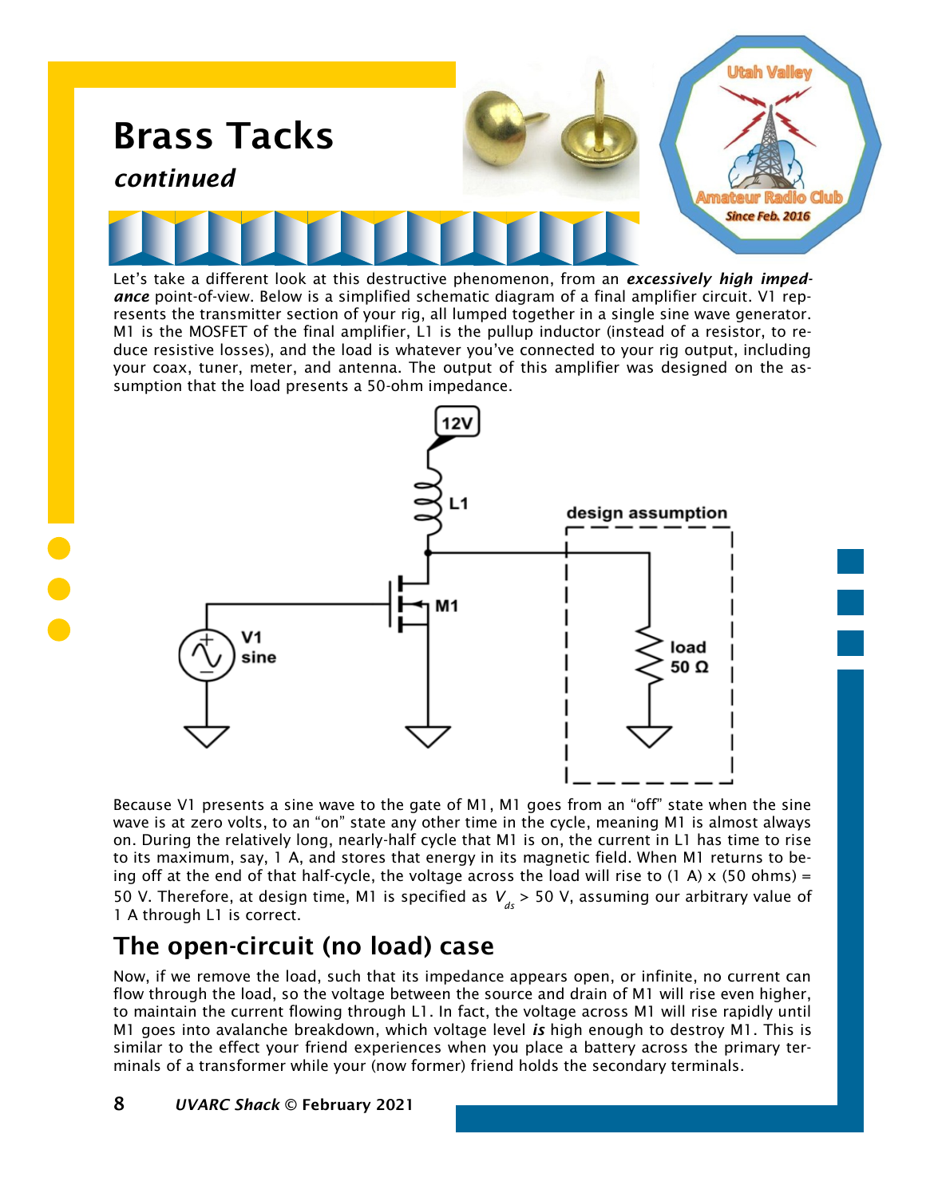# Brass Tacks

*continued*

Let's take a different look at this destructive phenomenon, from an ***excessively high impedance*** point-of-view. Below is a simplified schematic diagram of a final amplifier circuit. V1 represents the transmitter section of your rig, all lumped together in a single sine wave generator. M1 is the MOSFET of the final amplifier, L1 is the pullup inductor (instead of a resistor, to reduce resistive losses), and the load is whatever you've connected to your rig output, including your coax, tuner, meter, and antenna. The output of this amplifier was designed on the assumption that the load presents a 50-ohm impedance.

Because V1 presents a sine wave to the gate of M1, M1 goes from an "off" state when the sine wave is at zero volts, to an "on" state any other time in the cycle, meaning M1 is almost always on. During the relatively long, nearly-half cycle that M1 is on, the current in L1 has time to rise to its maximum, say, 1 A, and stores that energy in its magnetic field. When M1 returns to being off at the end of that half-cycle, the voltage across the load will rise to (1 A) x (50 ohms) = 50 V. Therefore, at design time, M1 is specified as $V_{ds}$ > 50 V, assuming our arbitrary value of 1 A through L1 is correct.

## The open-circuit (no load) case

Now, if we remove the load, such that its impedance appears open, or infinite, no current can flow through the load, so the voltage between the source and drain of M1 will rise even higher, to maintain the current flowing through L1. In fact, the voltage across M1 will rise rapidly until M1 goes into avalanche breakdown, which voltage level ***is*** high enough to destroy M1. This is similar to the effect your friend experiences when you place a battery across the primary terminals of a transformer while your (now former) friend holds the secondary terminals.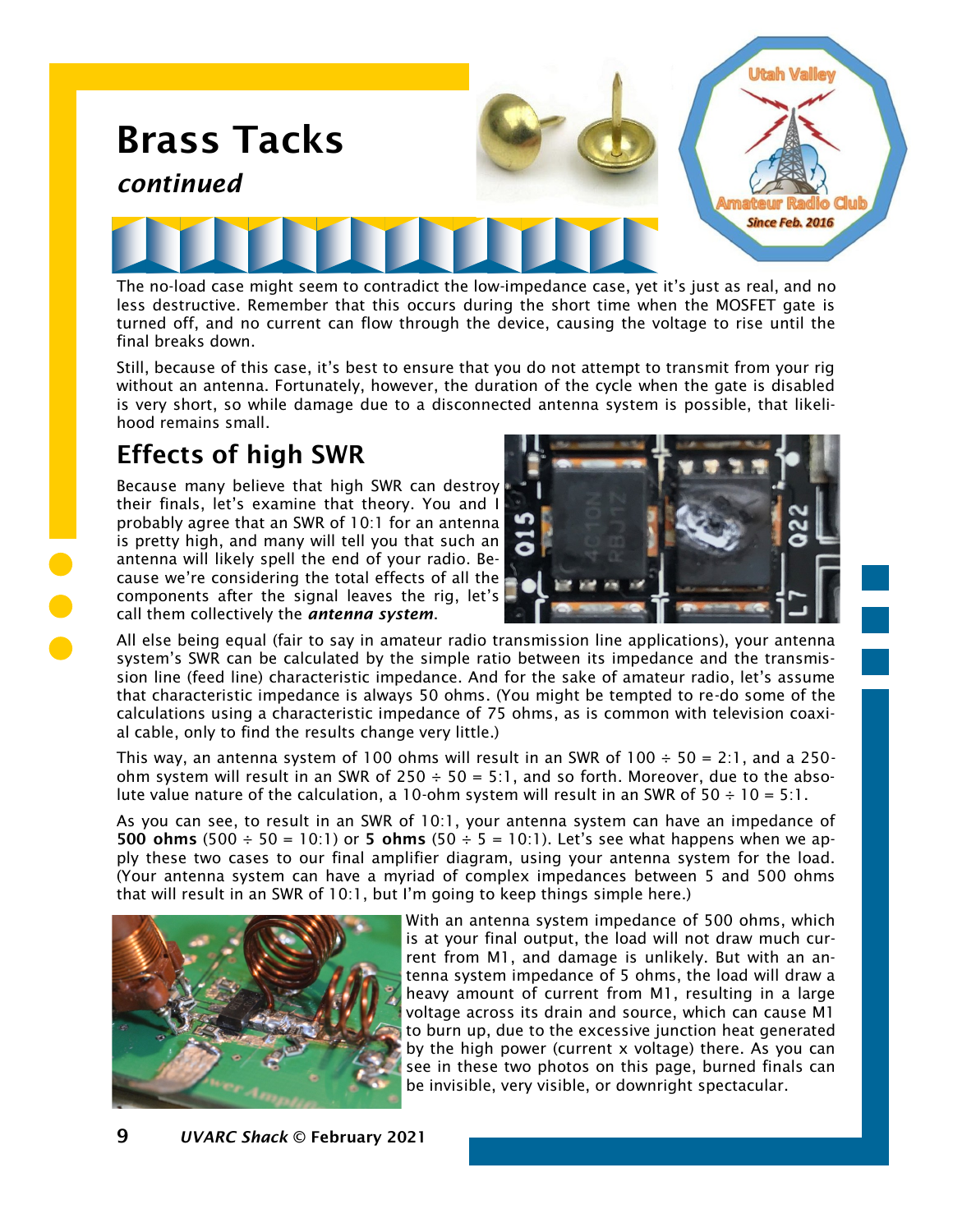# Brass Tacks

*continued*

The no-load case might seem to contradict the low-impedance case, yet it's just as real, and no less destructive. Remember that this occurs during the short time when the MOSFET gate is turned off, and no current can flow through the device, causing the voltage to rise until the final breaks down.

Still, because of this case, it's best to ensure that you do not attempt to transmit from your rig without an antenna. Fortunately, however, the duration of the cycle when the gate is disabled is very short, so while damage due to a disconnected antenna system is possible, that likelihood remains small.

## Effects of high SWR

Because many believe that high SWR can destroy their finals, let's examine that theory. You and I probably agree that an SWR of 10:1 for an antenna is pretty high, and many will tell you that such an antenna will likely spell the end of your radio. Because we're considering the total effects of all the components after the signal leaves the rig, let's call them collectively the ***antenna system***.

All else being equal (fair to say in amateur radio transmission line applications), your antenna system's SWR can be calculated by the simple ratio between its impedance and the transmission line (feed line) characteristic impedance. And for the sake of amateur radio, let's assume that characteristic impedance is always 50 ohms. (You might be tempted to re-do some of the calculations using a characteristic impedance of 75 ohms, as is common with television coaxial cable, only to find the results change very little.)

This way, an antenna system of 100 ohms will result in an SWR of 100 ÷ 50 = 2:1, and a 250-ohm system will result in an SWR of 250 ÷ 50 = 5:1, and so forth. Moreover, due to the absolute value nature of the calculation, a 10-ohm system will result in an SWR of 50 ÷ 10 = 5:1.

As you can see, to result in an SWR of 10:1, your antenna system can have an impedance of **500 ohms** (500 ÷ 50 = 10:1) or **5 ohms** (50 ÷ 5 = 10:1). Let's see what happens when we apply these two cases to our final amplifier diagram, using your antenna system for the load. (Your antenna system can have a myriad of complex impedances between 5 and 500 ohms that will result in an SWR of 10:1, but I'm going to keep things simple here.)

With an antenna system impedance of 500 ohms, which is at your final output, the load will not draw much current from M1, and damage is unlikely. But with an antenna system impedance of 5 ohms, the load will draw a heavy amount of current from M1, resulting in a large voltage across its drain and source, which can cause M1 to burn up, due to the excessive junction heat generated by the high power (current x voltage) there. As you can see in these two photos on this page, burned finals can be invisible, very visible, or downright spectacular.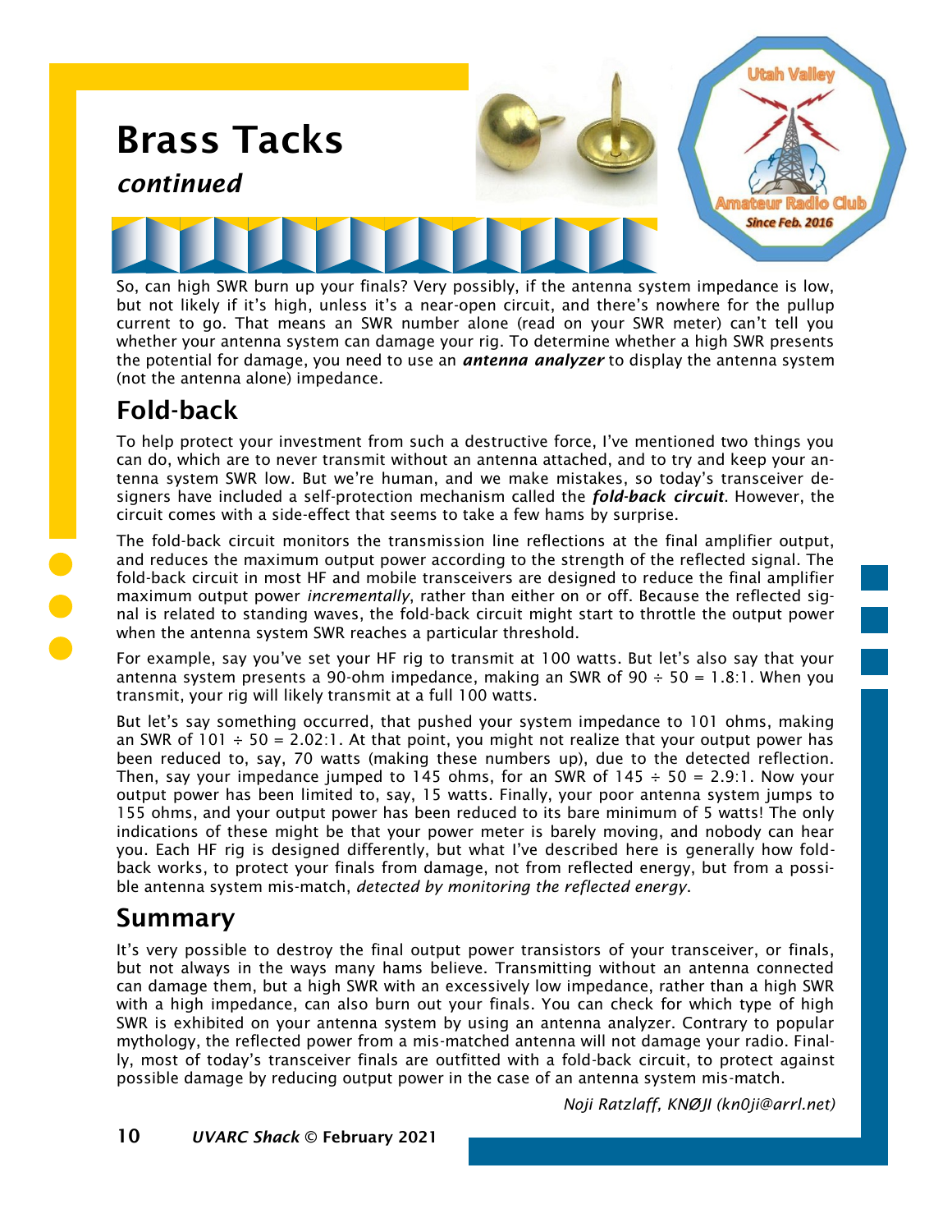# Brass Tacks

***continued***

So, can high SWR burn up your finals? Very possibly, if the antenna system impedance is low, but not likely if it's high, unless it's a near-open circuit, and there's nowhere for the pullup current to go. That means an SWR number alone (read on your SWR meter) can't tell you whether your antenna system can damage your rig. To determine whether a high SWR presents the potential for damage, you need to use an ***antenna analyzer*** to display the antenna system (not the antenna alone) impedance.

## Fold-back

To help protect your investment from such a destructive force, I've mentioned two things you can do, which are to never transmit without an antenna attached, and to try and keep your antenna system SWR low. But we're human, and we make mistakes, so today's transceiver designers have included a self-protection mechanism called the ***fold-back circuit***. However, the circuit comes with a side-effect that seems to take a few hams by surprise.

The fold-back circuit monitors the transmission line reflections at the final amplifier output, and reduces the maximum output power according to the strength of the reflected signal. The fold-back circuit in most HF and mobile transceivers are designed to reduce the final amplifier maximum output power *incrementally*, rather than either on or off. Because the reflected signal is related to standing waves, the fold-back circuit might start to throttle the output power when the antenna system SWR reaches a particular threshold.

For example, say you've set your HF rig to transmit at 100 watts. But let's also say that your antenna system presents a 90-ohm impedance, making an SWR of 90 ÷ 50 = 1.8:1. When you transmit, your rig will likely transmit at a full 100 watts.

But let's say something occurred, that pushed your system impedance to 101 ohms, making an SWR of 101 ÷ 50 = 2.02:1. At that point, you might not realize that your output power has been reduced to, say, 70 watts (making these numbers up), due to the detected reflection. Then, say your impedance jumped to 145 ohms, for an SWR of 145 ÷ 50 = 2.9:1. Now your output power has been limited to, say, 15 watts. Finally, your poor antenna system jumps to 155 ohms, and your output power has been reduced to its bare minimum of 5 watts! The only indications of these might be that your power meter is barely moving, and nobody can hear you. Each HF rig is designed differently, but what I've described here is generally how fold-back works, to protect your finals from damage, not from reflected energy, but from a possible antenna system mis-match, *detected by monitoring the reflected energy*.

## Summary

It's very possible to destroy the final output power transistors of your transceiver, or finals, but not always in the ways many hams believe. Transmitting without an antenna connected can damage them, but a high SWR with an excessively low impedance, rather than a high SWR with a high impedance, can also burn out your finals. You can check for which type of high SWR is exhibited on your antenna system by using an antenna analyzer. Contrary to popular mythology, the reflected power from a mis-matched antenna will not damage your radio. Finally, most of today's transceiver finals are outfitted with a fold-back circuit, to protect against possible damage by reducing output power in the case of an antenna system mis-match.

*Noji Ratzlaff, KNØJI (kn0ji@arrl.net)*